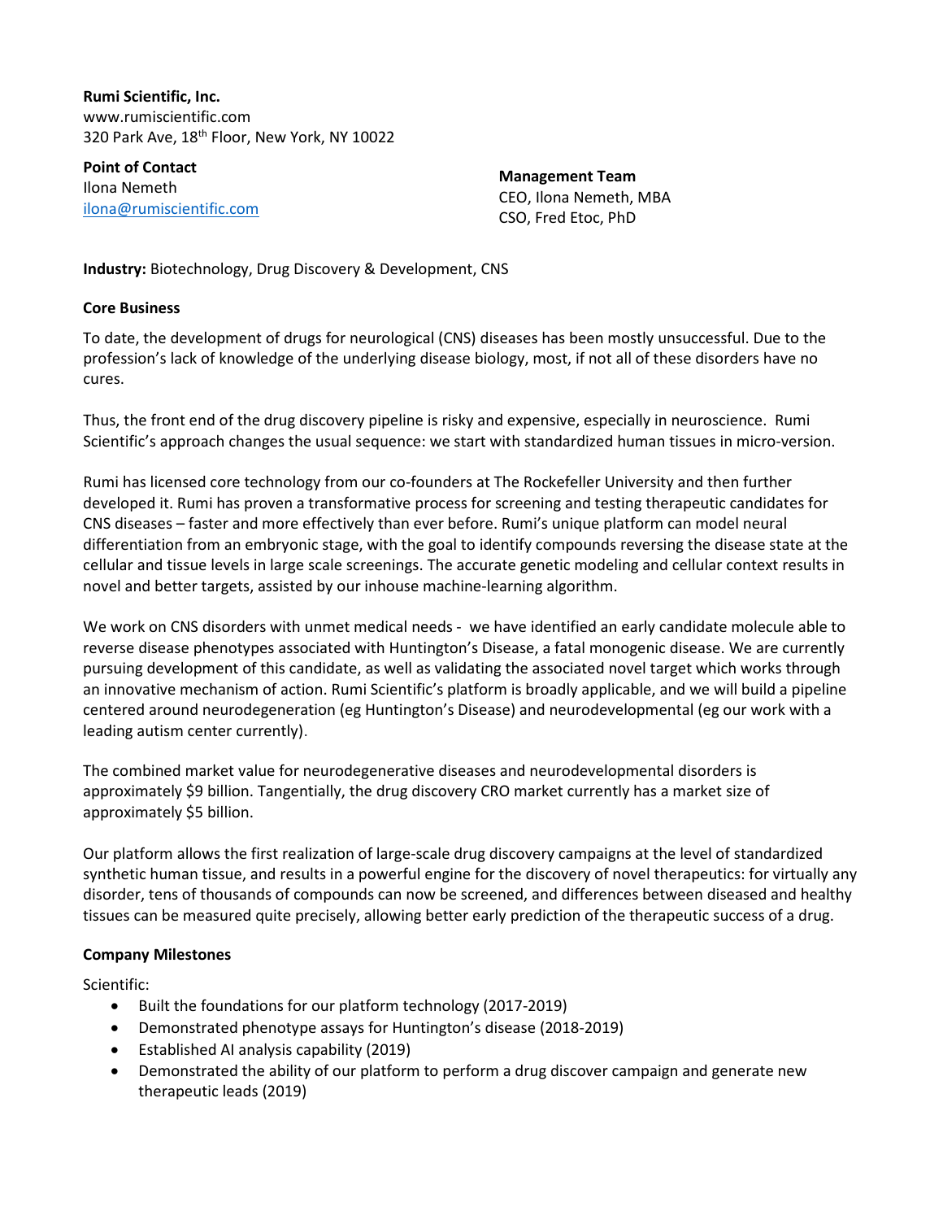**Rumi Scientific, Inc.**
www.rumiscientific.com
320 Park Ave, 18th Floor, New York, NY 10022

**Point of Contact**
Ilona Nemeth
ilona@rumiscientific.com

**Management Team**
CEO, Ilona Nemeth, MBA
CSO, Fred Etoc, PhD

**Industry:** Biotechnology, Drug Discovery & Development, CNS

**Core Business**

To date, the development of drugs for neurological (CNS) diseases has been mostly unsuccessful. Due to the profession's lack of knowledge of the underlying disease biology, most, if not all of these disorders have no cures.

Thus, the front end of the drug discovery pipeline is risky and expensive, especially in neuroscience. Rumi Scientific's approach changes the usual sequence: we start with standardized human tissues in micro-version.

Rumi has licensed core technology from our co-founders at The Rockefeller University and then further developed it. Rumi has proven a transformative process for screening and testing therapeutic candidates for CNS diseases – faster and more effectively than ever before. Rumi's unique platform can model neural differentiation from an embryonic stage, with the goal to identify compounds reversing the disease state at the cellular and tissue levels in large scale screenings. The accurate genetic modeling and cellular context results in novel and better targets, assisted by our inhouse machine-learning algorithm.

We work on CNS disorders with unmet medical needs - we have identified an early candidate molecule able to reverse disease phenotypes associated with Huntington's Disease, a fatal monogenic disease. We are currently pursuing development of this candidate, as well as validating the associated novel target which works through an innovative mechanism of action. Rumi Scientific's platform is broadly applicable, and we will build a pipeline centered around neurodegeneration (eg Huntington's Disease) and neurodevelopmental (eg our work with a leading autism center currently).

The combined market value for neurodegenerative diseases and neurodevelopmental disorders is approximately $9 billion. Tangentially, the drug discovery CRO market currently has a market size of approximately $5 billion.

Our platform allows the first realization of large-scale drug discovery campaigns at the level of standardized synthetic human tissue, and results in a powerful engine for the discovery of novel therapeutics: for virtually any disorder, tens of thousands of compounds can now be screened, and differences between diseased and healthy tissues can be measured quite precisely, allowing better early prediction of the therapeutic success of a drug.

**Company Milestones**

Scientific:

- Built the foundations for our platform technology (2017-2019)
- Demonstrated phenotype assays for Huntington's disease (2018-2019)
- Established AI analysis capability (2019)
- Demonstrated the ability of our platform to perform a drug discover campaign and generate new therapeutic leads (2019)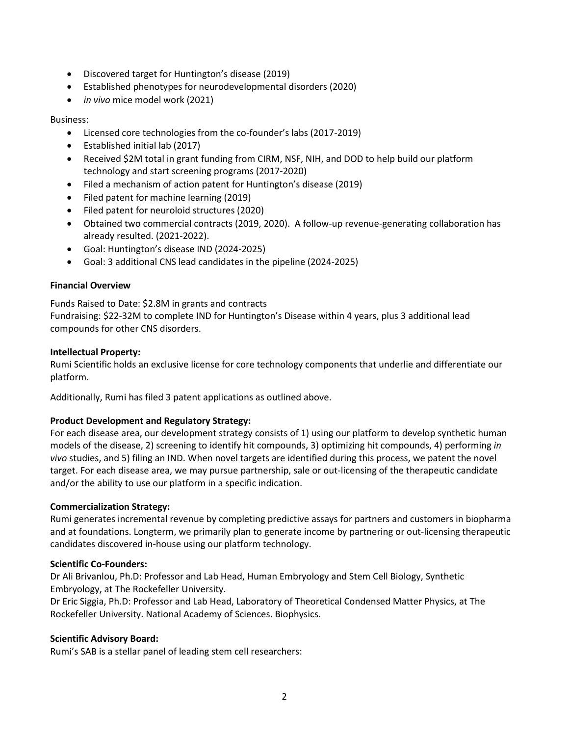- Discovered target for Huntington's disease (2019)
- Established phenotypes for neurodevelopmental disorders (2020)
- *in vivo* mice model work (2021)

Business:

- Licensed core technologies from the co-founder's labs (2017-2019)
- Established initial lab (2017)
- Received $2M total in grant funding from CIRM, NSF, NIH, and DOD to help build our platform technology and start screening programs (2017-2020)
- Filed a mechanism of action patent for Huntington's disease (2019)
- Filed patent for machine learning (2019)
- Filed patent for neuroloid structures (2020)
- Obtained two commercial contracts (2019, 2020). A follow-up revenue-generating collaboration has already resulted. (2021-2022).
- Goal: Huntington's disease IND (2024-2025)
- Goal: 3 additional CNS lead candidates in the pipeline (2024-2025)

**Financial Overview**

Funds Raised to Date: $2.8M in grants and contracts
Fundraising: $22-32M to complete IND for Huntington's Disease within 4 years, plus 3 additional lead compounds for other CNS disorders.

**Intellectual Property:**
Rumi Scientific holds an exclusive license for core technology components that underlie and differentiate our platform.

Additionally, Rumi has filed 3 patent applications as outlined above.

**Product Development and Regulatory Strategy:**
For each disease area, our development strategy consists of 1) using our platform to develop synthetic human models of the disease, 2) screening to identify hit compounds, 3) optimizing hit compounds, 4) performing *in vivo* studies, and 5) filing an IND. When novel targets are identified during this process, we patent the novel target. For each disease area, we may pursue partnership, sale or out-licensing of the therapeutic candidate and/or the ability to use our platform in a specific indication.

**Commercialization Strategy:**
Rumi generates incremental revenue by completing predictive assays for partners and customers in biopharma and at foundations. Longterm, we primarily plan to generate income by partnering or out-licensing therapeutic candidates discovered in-house using our platform technology.

**Scientific Co-Founders:**
Dr Ali Brivanlou, Ph.D: Professor and Lab Head, Human Embryology and Stem Cell Biology, Synthetic Embryology, at The Rockefeller University.
Dr Eric Siggia, Ph.D: Professor and Lab Head, Laboratory of Theoretical Condensed Matter Physics, at The Rockefeller University. National Academy of Sciences. Biophysics.

**Scientific Advisory Board:**
Rumi's SAB is a stellar panel of leading stem cell researchers: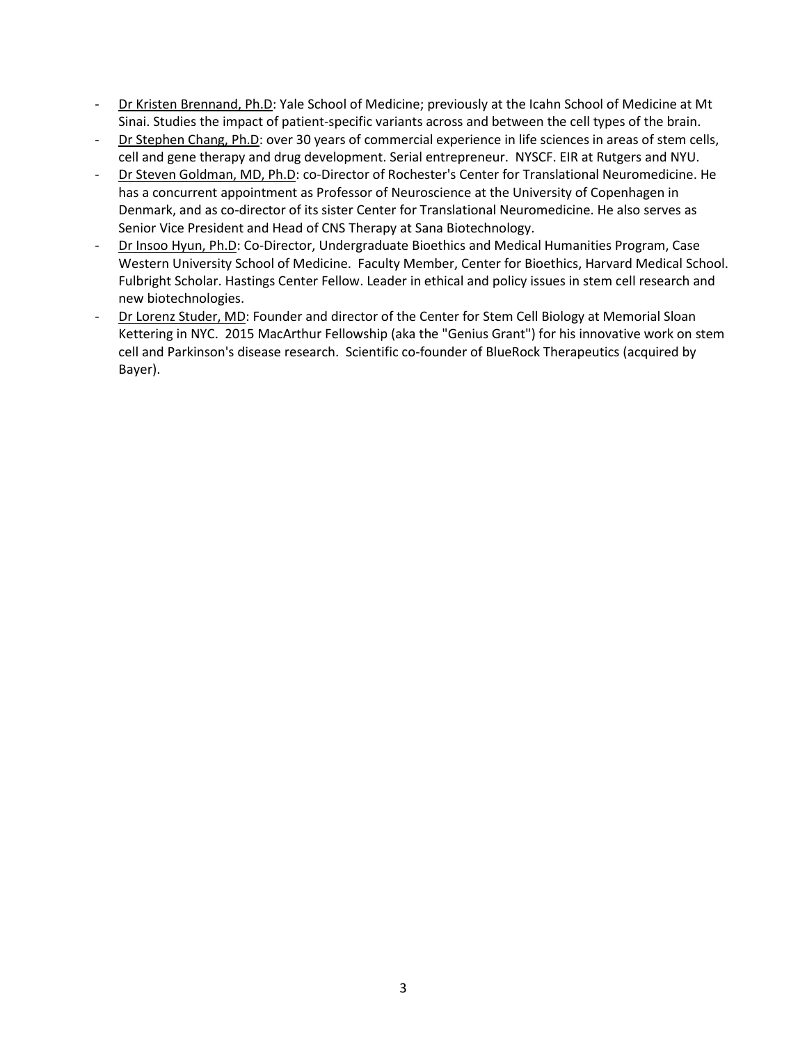- Dr Kristen Brennand, Ph.D: Yale School of Medicine; previously at the Icahn School of Medicine at Mt Sinai. Studies the impact of patient-specific variants across and between the cell types of the brain.
- Dr Stephen Chang, Ph.D: over 30 years of commercial experience in life sciences in areas of stem cells, cell and gene therapy and drug development. Serial entrepreneur. NYSCF. EIR at Rutgers and NYU.
- Dr Steven Goldman, MD, Ph.D: co-Director of Rochester's Center for Translational Neuromedicine. He has a concurrent appointment as Professor of Neuroscience at the University of Copenhagen in Denmark, and as co-director of its sister Center for Translational Neuromedicine. He also serves as Senior Vice President and Head of CNS Therapy at Sana Biotechnology.
- Dr Insoo Hyun, Ph.D: Co-Director, Undergraduate Bioethics and Medical Humanities Program, Case Western University School of Medicine. Faculty Member, Center for Bioethics, Harvard Medical School. Fulbright Scholar. Hastings Center Fellow. Leader in ethical and policy issues in stem cell research and new biotechnologies.
- Dr Lorenz Studer, MD: Founder and director of the Center for Stem Cell Biology at Memorial Sloan Kettering in NYC. 2015 MacArthur Fellowship (aka the "Genius Grant") for his innovative work on stem cell and Parkinson's disease research. Scientific co-founder of BlueRock Therapeutics (acquired by Bayer).